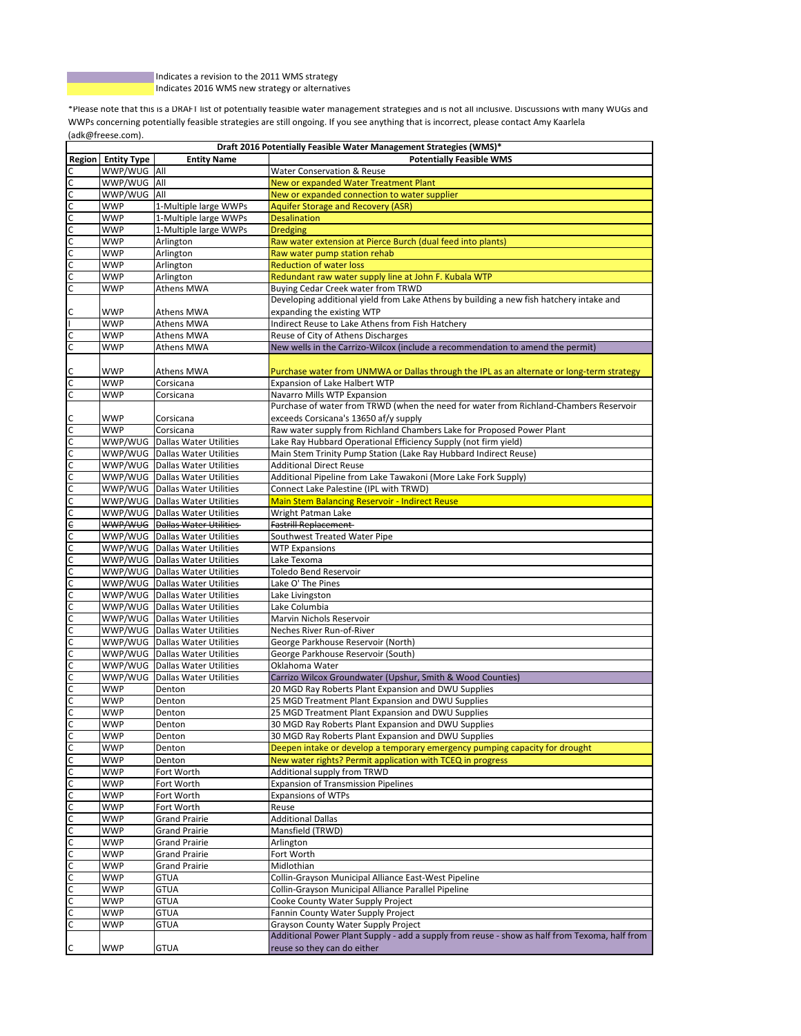Indicates a revision to the 2011 WMS strategy
Indicates 2016 WMS new strategy or alternatives

*Please note that this is a DRAFT list of potentially feasible water management strategies and is not all inclusive. Discussions with many WUGs and WWPs concerning potentially feasible strategies are still ongoing. If you see anything that is incorrect, please contact Amy Kaarlela (adk@freese.com).

| Draft 2016 Potentially Feasible Water Management Strategies (WMS)* | | | |
|---|---|---|---|
| **Region** | **Entity Type** | **Entity Name** | **Potentially Feasible WMS** |
| C | WWP/WUG | All | Water Conservation & Reuse |
| C | WWP/WUG | All | New or expanded Water Treatment Plant |
| C | WWP/WUG | All | New or expanded connection to water supplier |
| C | WWP | 1-Multiple large WWPs | Aquifer Storage and Recovery (ASR) |
| C | WWP | 1-Multiple large WWPs | Desalination |
| C | WWP | 1-Multiple large WWPs | Dredging |
| C | WWP | Arlington | Raw water extension at Pierce Burch (dual feed into plants) |
| C | WWP | Arlington | Raw water pump station rehab |
| C | WWP | Arlington | Reduction of water loss |
| C | WWP | Arlington | Redundant raw water supply line at John F. Kubala WTP |
| C | WWP | Athens MWA | Buying Cedar Creek water from TRWD |
| C | WWP | Athens MWA | Developing additional yield from Lake Athens by building a new fish hatchery intake and expanding the existing WTP |
| I | WWP | Athens MWA | Indirect Reuse to Lake Athens from Fish Hatchery |
| C | WWP | Athens MWA | Reuse of City of Athens Discharges |
| C | WWP | Athens MWA | New wells in the Carrizo-Wilcox (include a recommendation to amend the permit) |
| C | WWP | Athens MWA | Purchase water from UNMWA or Dallas through the IPL as an alternate or long-term strategy |
| C | WWP | Corsicana | Expansion of Lake Halbert WTP |
| C | WWP | Corsicana | Navarro Mills WTP Expansion |
| C | WWP | Corsicana | Purchase of water from TRWD (when the need for water from Richland-Chambers Reservoir exceeds Corsicana's 13650 af/y supply |
| C | WWP | Corsicana | Raw water supply from Richland Chambers Lake for Proposed Power Plant |
| C | WWP/WUG | Dallas Water Utilities | Lake Ray Hubbard Operational Efficiency Supply (not firm yield) |
| C | WWP/WUG | Dallas Water Utilities | Main Stem Trinity Pump Station (Lake Ray Hubbard Indirect Reuse) |
| C | WWP/WUG | Dallas Water Utilities | Additional Direct Reuse |
| C | WWP/WUG | Dallas Water Utilities | Additional Pipeline from Lake Tawakoni (More Lake Fork Supply) |
| C | WWP/WUG | Dallas Water Utilities | Connect Lake Palestine (IPL with TRWD) |
| C | WWP/WUG | Dallas Water Utilities | Main Stem Balancing Reservoir - Indirect Reuse |
| C | WWP/WUG | Dallas Water Utilities | Wright Patman Lake |
| ~~C~~ | ~~WWP/WUG~~ | ~~Dallas Water Utilities~~ | ~~Fastrill Replacement~~ |
| C | WWP/WUG | Dallas Water Utilities | Southwest Treated Water Pipe |
| C | WWP/WUG | Dallas Water Utilities | WTP Expansions |
| C | WWP/WUG | Dallas Water Utilities | Lake Texoma |
| C | WWP/WUG | Dallas Water Utilities | Toledo Bend Reservoir |
| C | WWP/WUG | Dallas Water Utilities | Lake O' The Pines |
| C | WWP/WUG | Dallas Water Utilities | Lake Livingston |
| C | WWP/WUG | Dallas Water Utilities | Lake Columbia |
| C | WWP/WUG | Dallas Water Utilities | Marvin Nichols Reservoir |
| C | WWP/WUG | Dallas Water Utilities | Neches River Run-of-River |
| C | WWP/WUG | Dallas Water Utilities | George Parkhouse Reservoir (North) |
| C | WWP/WUG | Dallas Water Utilities | George Parkhouse Reservoir (South) |
| C | WWP/WUG | Dallas Water Utilities | Oklahoma Water |
| C | WWP/WUG | Dallas Water Utilities | Carrizo Wilcox Groundwater (Upshur, Smith & Wood Counties) |
| C | WWP | Denton | 20 MGD Ray Roberts Plant Expansion and DWU Supplies |
| C | WWP | Denton | 25 MGD Treatment Plant Expansion and DWU Supplies |
| C | WWP | Denton | 25 MGD Treatment Plant Expansion and DWU Supplies |
| C | WWP | Denton | 30 MGD Ray Roberts Plant Expansion and DWU Supplies |
| C | WWP | Denton | 30 MGD Ray Roberts Plant Expansion and DWU Supplies |
| C | WWP | Denton | Deepen intake or develop a temporary emergency pumping capacity for drought |
| C | WWP | Denton | New water rights? Permit application with TCEQ in progress |
| C | WWP | Fort Worth | Additional supply from TRWD |
| C | WWP | Fort Worth | Expansion of Transmission Pipelines |
| C | WWP | Fort Worth | Expansions of WTPs |
| C | WWP | Fort Worth | Reuse |
| C | WWP | Grand Prairie | Additional Dallas |
| C | WWP | Grand Prairie | Mansfield (TRWD) |
| C | WWP | Grand Prairie | Arlington |
| C | WWP | Grand Prairie | Fort Worth |
| C | WWP | Grand Prairie | Midlothian |
| C | WWP | GTUA | Collin-Grayson Municipal Alliance East-West Pipeline |
| C | WWP | GTUA | Collin-Grayson Municipal Alliance Parallel Pipeline |
| C | WWP | GTUA | Cooke County Water Supply Project |
| C | WWP | GTUA | Fannin County Water Supply Project |
| C | WWP | GTUA | Grayson County Water Supply Project |
| C | WWP | GTUA | Additional Power Plant Supply - add a supply from reuse - show as half from Texoma, half from reuse so they can do either |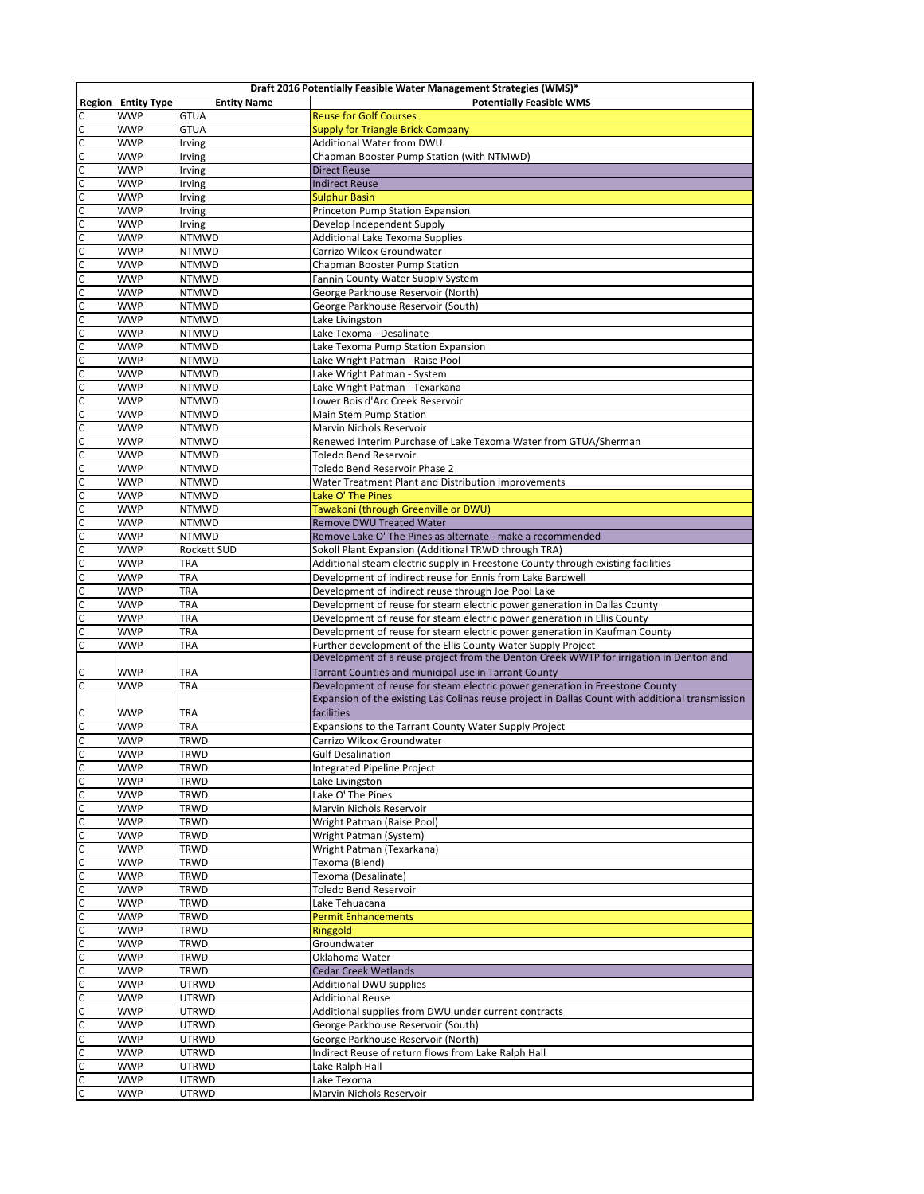| Draft 2016 Potentially Feasible Water Management Strategies (WMS)* | | | |
|---|---|---|---|
| **Region** | **Entity Type** | **Entity Name** | **Potentially Feasible WMS** |
| C | WWP | GTUA | Reuse for Golf Courses |
| C | WWP | GTUA | Supply for Triangle Brick Company |
| C | WWP | Irving | Additional Water from DWU |
| C | WWP | Irving | Chapman Booster Pump Station (with NTMWD) |
| C | WWP | Irving | Direct Reuse |
| C | WWP | Irving | Indirect Reuse |
| C | WWP | Irving | Sulphur Basin |
| C | WWP | Irving | Princeton Pump Station Expansion |
| C | WWP | Irving | Develop Independent Supply |
| C | WWP | NTMWD | Additional Lake Texoma Supplies |
| C | WWP | NTMWD | Carrizo Wilcox Groundwater |
| C | WWP | NTMWD | Chapman Booster Pump Station |
| C | WWP | NTMWD | Fannin County Water Supply System |
| C | WWP | NTMWD | George Parkhouse Reservoir (North) |
| C | WWP | NTMWD | George Parkhouse Reservoir (South) |
| C | WWP | NTMWD | Lake Livingston |
| C | WWP | NTMWD | Lake Texoma - Desalinate |
| C | WWP | NTMWD | Lake Texoma Pump Station Expansion |
| C | WWP | NTMWD | Lake Wright Patman - Raise Pool |
| C | WWP | NTMWD | Lake Wright Patman - System |
| C | WWP | NTMWD | Lake Wright Patman - Texarkana |
| C | WWP | NTMWD | Lower Bois d'Arc Creek Reservoir |
| C | WWP | NTMWD | Main Stem Pump Station |
| C | WWP | NTMWD | Marvin Nichols Reservoir |
| C | WWP | NTMWD | Renewed Interim Purchase of Lake Texoma Water from GTUA/Sherman |
| C | WWP | NTMWD | Toledo Bend Reservoir |
| C | WWP | NTMWD | Toledo Bend Reservoir Phase 2 |
| C | WWP | NTMWD | Water Treatment Plant and Distribution Improvements |
| C | WWP | NTMWD | Lake O' The Pines |
| C | WWP | NTMWD | Tawakoni (through Greenville or DWU) |
| C | WWP | NTMWD | Remove DWU Treated Water |
| C | WWP | NTMWD | Remove Lake O' The Pines as alternate - make a recommended |
| C | WWP | Rockett SUD | Sokoll Plant Expansion (Additional TRWD through TRA) |
| C | WWP | TRA | Additional steam electric supply in Freestone County through existing facilities |
| C | WWP | TRA | Development of indirect reuse for Ennis from Lake Bardwell |
| C | WWP | TRA | Development of indirect reuse through Joe Pool Lake |
| C | WWP | TRA | Development of reuse for steam electric power generation in Dallas County |
| C | WWP | TRA | Development of reuse for steam electric power generation in Ellis County |
| C | WWP | TRA | Development of reuse for steam electric power generation in Kaufman County |
| C | WWP | TRA | Further development of the Ellis County Water Supply Project |
| C | WWP | TRA | Development of a reuse project from the Denton Creek WWTP for irrigation in Denton and Tarrant Counties and municipal use in Tarrant County |
| C | WWP | TRA | Development of reuse for steam electric power generation in Freestone County |
| C | WWP | TRA | Expansion of the existing Las Colinas reuse project in Dallas Count with additional transmission facilities |
| C | WWP | TRA | Expansions to the Tarrant County Water Supply Project |
| C | WWP | TRWD | Carrizo Wilcox Groundwater |
| C | WWP | TRWD | Gulf Desalination |
| C | WWP | TRWD | Integrated Pipeline Project |
| C | WWP | TRWD | Lake Livingston |
| C | WWP | TRWD | Lake O' The Pines |
| C | WWP | TRWD | Marvin Nichols Reservoir |
| C | WWP | TRWD | Wright Patman (Raise Pool) |
| C | WWP | TRWD | Wright Patman (System) |
| C | WWP | TRWD | Wright Patman (Texarkana) |
| C | WWP | TRWD | Texoma (Blend) |
| C | WWP | TRWD | Texoma (Desalinate) |
| C | WWP | TRWD | Toledo Bend Reservoir |
| C | WWP | TRWD | Lake Tehuacana |
| C | WWP | TRWD | Permit Enhancements |
| C | WWP | TRWD | Ringgold |
| C | WWP | TRWD | Groundwater |
| C | WWP | TRWD | Oklahoma Water |
| C | WWP | TRWD | Cedar Creek Wetlands |
| C | WWP | UTRWD | Additional DWU supplies |
| C | WWP | UTRWD | Additional Reuse |
| C | WWP | UTRWD | Additional supplies from DWU under current contracts |
| C | WWP | UTRWD | George Parkhouse Reservoir (South) |
| C | WWP | UTRWD | George Parkhouse Reservoir (North) |
| C | WWP | UTRWD | Indirect Reuse of return flows from Lake Ralph Hall |
| C | WWP | UTRWD | Lake Ralph Hall |
| C | WWP | UTRWD | Lake Texoma |
| C | WWP | UTRWD | Marvin Nichols Reservoir |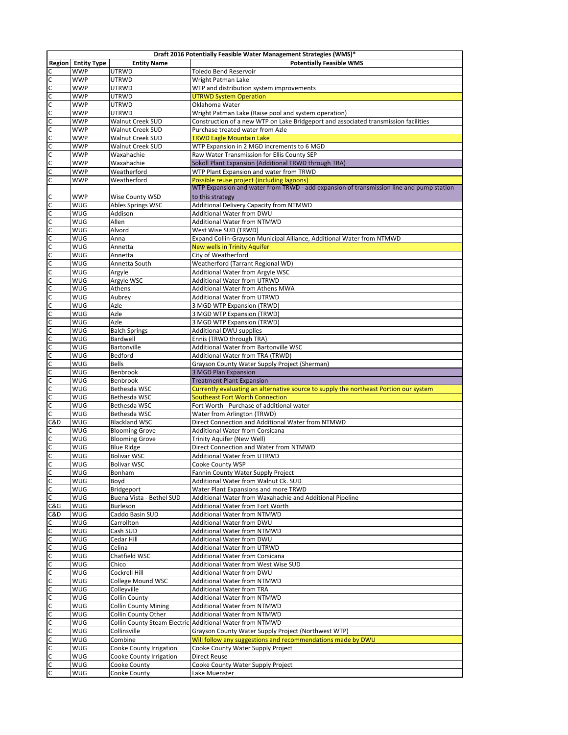| Draft 2016 Potentially Feasible Water Management Strategies (WMS)* | | | |
|---|---|---|---|
| **Region** | **Entity Type** | **Entity Name** | **Potentially Feasible WMS** |
| C | WWP | UTRWD | Toledo Bend Reservoir |
| C | WWP | UTRWD | Wright Patman Lake |
| C | WWP | UTRWD | WTP and distribution system improvements |
| C | WWP | UTRWD | UTRWD System Operation |
| C | WWP | UTRWD | Oklahoma Water |
| C | WWP | UTRWD | Wright Patman Lake (Raise pool and system operation) |
| C | WWP | Walnut Creek SUD | Construction of a new WTP on Lake Bridgeport and associated transmission facilities |
| C | WWP | Walnut Creek SUD | Purchase treated water from Azle |
| C | WWP | Walnut Creek SUD | TRWD Eagle Mountain Lake |
| C | WWP | Walnut Creek SUD | WTP Expansion in 2 MGD increments to 6 MGD |
| C | WWP | Waxahachie | Raw Water Transmission for Ellis County SEP |
| C | WWP | Waxahachie | Sokoll Plant Expansion (Additional TRWD through TRA) |
| C | WWP | Weatherford | WTP Plant Expansion and water from TRWD |
| C | WWP | Weatherford | Possible reuse project (including lagoons) |
| C | WWP | Wise County WSD | WTP Expansion and water from TRWD - add expansion of transmission line and pump station to this strategy |
| C | WUG | Ables Springs WSC | Additional Delivery Capacity from NTMWD |
| C | WUG | Addison | Additional Water from DWU |
| C | WUG | Allen | Additional Water from NTMWD |
| C | WUG | Alvord | West Wise SUD (TRWD) |
| C | WUG | Anna | Expand Collin-Grayson Municipal Alliance, Additional Water from NTMWD |
| C | WUG | Annetta | New wells in Trinity Aquifer |
| C | WUG | Annetta | City of Weatherford |
| C | WUG | Annetta South | Weatherford (Tarrant Regional WD) |
| C | WUG | Argyle | Additional Water from Argyle WSC |
| C | WUG | Argyle WSC | Additional Water from UTRWD |
| C | WUG | Athens | Additional Water from Athens MWA |
| C | WUG | Aubrey | Additional Water from UTRWD |
| C | WUG | Azle | 3 MGD WTP Expansion (TRWD) |
| C | WUG | Azle | 3 MGD WTP Expansion (TRWD) |
| C | WUG | Azle | 3 MGD WTP Expansion (TRWD) |
| C | WUG | Balch Springs | Additional DWU supplies |
| C | WUG | Bardwell | Ennis (TRWD through TRA) |
| C | WUG | Bartonville | Additional Water from Bartonville WSC |
| C | WUG | Bedford | Additional Water from TRA (TRWD) |
| C | WUG | Bells | Grayson County Water Supply Project (Sherman) |
| C | WUG | Benbrook | 3 MGD Plan Expansion |
| C | WUG | Benbrook | Treatment Plant Expansion |
| C | WUG | Bethesda WSC | Currently evaluating an alternative source to supply the northeast Portion our system |
| C | WUG | Bethesda WSC | Southeast Fort Worth Connection |
| C | WUG | Bethesda WSC | Fort Worth - Purchase of additional water |
| C | WUG | Bethesda WSC | Water from Arlington (TRWD) |
| C&D | WUG | Blackland WSC | Direct Connection and Additional Water from NTMWD |
| C | WUG | Blooming Grove | Additional Water from Corsicana |
| C | WUG | Blooming Grove | Trinity Aquifer (New Well) |
| C | WUG | Blue Ridge | Direct Connection and Water from NTMWD |
| C | WUG | Bolivar WSC | Additional Water from UTRWD |
| C | WUG | Bolivar WSC | Cooke County WSP |
| C | WUG | Bonham | Fannin County Water Supply Project |
| C | WUG | Boyd | Additional Water from Walnut Ck. SUD |
| C | WUG | Bridgeport | Water Plant Expansions and more TRWD |
| C | WUG | Buena Vista - Bethel SUD | Additional Water from Waxahachie and Additional Pipeline |
| C&G | WUG | Burleson | Additional Water from Fort Worth |
| C&D | WUG | Caddo Basin SUD | Additional Water from NTMWD |
| C | WUG | Carrollton | Additional Water from DWU |
| C | WUG | Cash SUD | Additional Water from NTMWD |
| C | WUG | Cedar Hill | Additional Water from DWU |
| C | WUG | Celina | Additional Water from UTRWD |
| C | WUG | Chatfield WSC | Additional Water from Corsicana |
| C | WUG | Chico | Additional Water from West Wise SUD |
| C | WUG | Cockrell Hill | Additional Water from DWU |
| C | WUG | College Mound WSC | Additional Water from NTMWD |
| C | WUG | Colleyville | Additional Water from TRA |
| C | WUG | Collin County | Additional Water from NTMWD |
| C | WUG | Collin County Mining | Additional Water from NTMWD |
| C | WUG | Collin County Other | Additional Water from NTMWD |
| C | WUG | Collin County Steam Electric | Additional Water from NTMWD |
| C | WUG | Collinsville | Grayson County Water Supply Project (Northwest WTP) |
| C | WUG | Combine | Will follow any suggestions and recommendations made by DWU |
| C | WUG | Cooke County Irrigation | Cooke County Water Supply Project |
| C | WUG | Cooke County Irrigation | Direct Reuse |
| C | WUG | Cooke County | Cooke County Water Supply Project |
| C | WUG | Cooke County | Lake Muenster |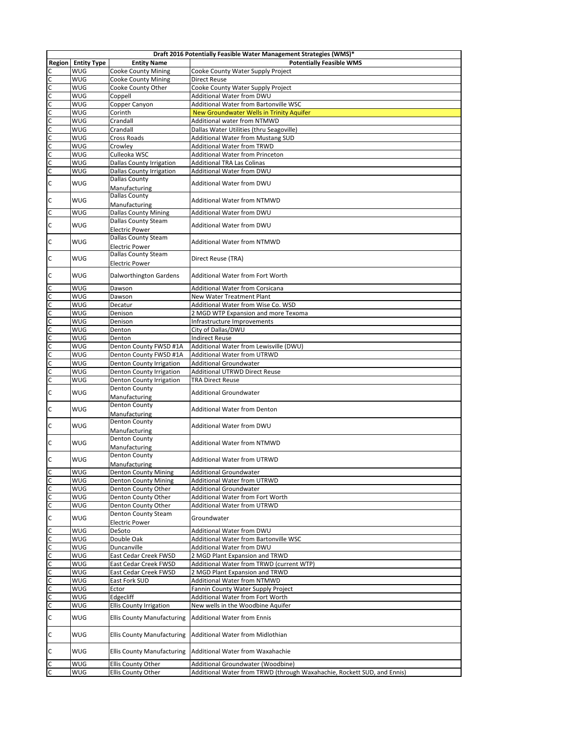| Draft 2016 Potentially Feasible Water Management Strategies (WMS)* | | | |
|---|---|---|---|
| Region | Entity Type | Entity Name | Potentially Feasible WMS |
| C | WUG | Cooke County Mining | Cooke County Water Supply Project |
| C | WUG | Cooke County Mining | Direct Reuse |
| C | WUG | Cooke County Other | Cooke County Water Supply Project |
| C | WUG | Coppell | Additional Water from DWU |
| C | WUG | Copper Canyon | Additional Water from Bartonville WSC |
| C | WUG | Corinth | New Groundwater Wells in Trinity Aquifer |
| C | WUG | Crandall | Additional water from NTMWD |
| C | WUG | Crandall | Dallas Water Utilities (thru Seagoville) |
| C | WUG | Cross Roads | Additional Water from Mustang SUD |
| C | WUG | Crowley | Additional Water from TRWD |
| C | WUG | Culleoka WSC | Additional Water from Princeton |
| C | WUG | Dallas County Irrigation | Additional TRA Las Colinas |
| C | WUG | Dallas County Irrigation | Additional Water from DWU |
| C | WUG | Dallas County Manufacturing | Additional Water from DWU |
| C | WUG | Dallas County Manufacturing | Additional Water from NTMWD |
| C | WUG | Dallas County Mining | Additional Water from DWU |
| C | WUG | Dallas County Steam Electric Power | Additional Water from DWU |
| C | WUG | Dallas County Steam Electric Power | Additional Water from NTMWD |
| C | WUG | Dallas County Steam Electric Power | Direct Reuse (TRA) |
| C | WUG | Dalworthington Gardens | Additional Water from Fort Worth |
| C | WUG | Dawson | Additional Water from Corsicana |
| C | WUG | Dawson | New Water Treatment Plant |
| C | WUG | Decatur | Additional Water from Wise Co. WSD |
| C | WUG | Denison | 2 MGD WTP Expansion and more Texoma |
| C | WUG | Denison | Infrastructure Improvements |
| C | WUG | Denton | City of Dallas/DWU |
| C | WUG | Denton | Indirect Reuse |
| C | WUG | Denton County FWSD #1A | Additional Water from Lewisville (DWU) |
| C | WUG | Denton County FWSD #1A | Additional Water from UTRWD |
| C | WUG | Denton County Irrigation | Additional Groundwater |
| C | WUG | Denton County Irrigation | Additional UTRWD Direct Reuse |
| C | WUG | Denton County Irrigation | TRA Direct Reuse |
| C | WUG | Denton County Manufacturing | Additional Groundwater |
| C | WUG | Denton County Manufacturing | Additional Water from Denton |
| C | WUG | Denton County Manufacturing | Additional Water from DWU |
| C | WUG | Denton County Manufacturing | Additional Water from NTMWD |
| C | WUG | Denton County Manufacturing | Additional Water from UTRWD |
| C | WUG | Denton County Mining | Additional Groundwater |
| C | WUG | Denton County Mining | Additional Water from UTRWD |
| C | WUG | Denton County Other | Additional Groundwater |
| C | WUG | Denton County Other | Additional Water from Fort Worth |
| C | WUG | Denton County Other | Additional Water from UTRWD |
| C | WUG | Denton County Steam Electric Power | Groundwater |
| C | WUG | DeSoto | Additional Water from DWU |
| C | WUG | Double Oak | Additional Water from Bartonville WSC |
| C | WUG | Duncanville | Additional Water from DWU |
| C | WUG | East Cedar Creek FWSD | 2 MGD Plant Expansion and TRWD |
| C | WUG | East Cedar Creek FWSD | Additional Water from TRWD (current WTP) |
| C | WUG | East Cedar Creek FWSD | 2 MGD Plant Expansion and TRWD |
| C | WUG | East Fork SUD | Additional Water from NTMWD |
| C | WUG | Ector | Fannin County Water Supply Project |
| C | WUG | Edgecliff | Additional Water from Fort Worth |
| C | WUG | Ellis County Irrigation | New wells in the Woodbine Aquifer |
| C | WUG | Ellis County Manufacturing | Additional Water from Ennis |
| C | WUG | Ellis County Manufacturing | Additional Water from Midlothian |
| C | WUG | Ellis County Manufacturing | Additional Water from Waxahachie |
| C | WUG | Ellis County Other | Additional Groundwater (Woodbine) |
| C | WUG | Ellis County Other | Additional Water from TRWD (through Waxahachie, Rockett SUD, and Ennis) |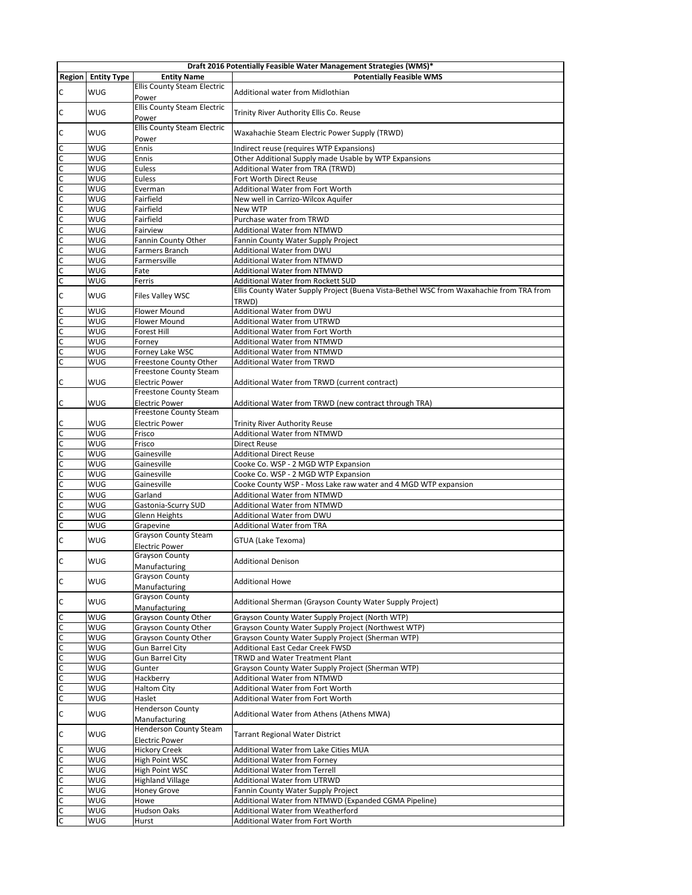| Draft 2016 Potentially Feasible Water Management Strategies (WMS)* | | | |
|---|---|---|---|
| Region | Entity Type | Entity Name | Potentially Feasible WMS |
| C | WUG | Ellis County Steam Electric Power | Additional water from Midlothian |
| C | WUG | Ellis County Steam Electric Power | Trinity River Authority Ellis Co. Reuse |
| C | WUG | Ellis County Steam Electric Power | Waxahachie Steam Electric Power Supply (TRWD) |
| C | WUG | Ennis | Indirect reuse (requires WTP Expansions) |
| C | WUG | Ennis | Other Additional Supply made Usable by WTP Expansions |
| C | WUG | Euless | Additional Water from TRA (TRWD) |
| C | WUG | Euless | Fort Worth Direct Reuse |
| C | WUG | Everman | Additional Water from Fort Worth |
| C | WUG | Fairfield | New well in Carrizo-Wilcox Aquifer |
| C | WUG | Fairfield | New WTP |
| C | WUG | Fairfield | Purchase water from TRWD |
| C | WUG | Fairview | Additional Water from NTMWD |
| C | WUG | Fannin County Other | Fannin County Water Supply Project |
| C | WUG | Farmers Branch | Additional Water from DWU |
| C | WUG | Farmersville | Additional Water from NTMWD |
| C | WUG | Fate | Additional Water from NTMWD |
| C | WUG | Ferris | Additional Water from Rockett SUD |
| C | WUG | Files Valley WSC | Ellis County Water Supply Project (Buena Vista-Bethel WSC from Waxahachie from TRA from TRWD) |
| C | WUG | Flower Mound | Additional Water from DWU |
| C | WUG | Flower Mound | Additional Water from UTRWD |
| C | WUG | Forest Hill | Additional Water from Fort Worth |
| C | WUG | Forney | Additional Water from NTMWD |
| C | WUG | Forney Lake WSC | Additional Water from NTMWD |
| C | WUG | Freestone County Other | Additional Water from TRWD |
| C | WUG | Freestone County Steam Electric Power | Additional Water from TRWD (current contract) |
| C | WUG | Freestone County Steam Electric Power | Additional Water from TRWD (new contract through TRA) |
| C | WUG | Freestone County Steam Electric Power | Trinity River Authority Reuse |
| C | WUG | Frisco | Additional Water from NTMWD |
| C | WUG | Frisco | Direct Reuse |
| C | WUG | Gainesville | Additional Direct Reuse |
| C | WUG | Gainesville | Cooke Co. WSP - 2 MGD WTP Expansion |
| C | WUG | Gainesville | Cooke Co. WSP - 2 MGD WTP Expansion |
| C | WUG | Gainesville | Cooke County WSP - Moss Lake raw water and 4 MGD WTP expansion |
| C | WUG | Garland | Additional Water from NTMWD |
| C | WUG | Gastonia-Scurry SUD | Additional Water from NTMWD |
| C | WUG | Glenn Heights | Additional Water from DWU |
| C | WUG | Grapevine | Additional Water from TRA |
| C | WUG | Grayson County Steam Electric Power | GTUA (Lake Texoma) |
| C | WUG | Grayson County Manufacturing | Additional Denison |
| C | WUG | Grayson County Manufacturing | Additional Howe |
| C | WUG | Grayson County Manufacturing | Additional Sherman (Grayson County Water Supply Project) |
| C | WUG | Grayson County Other | Grayson County Water Supply Project (North WTP) |
| C | WUG | Grayson County Other | Grayson County Water Supply Project (Northwest WTP) |
| C | WUG | Grayson County Other | Grayson County Water Supply Project (Sherman WTP) |
| C | WUG | Gun Barrel City | Additional East Cedar Creek FWSD |
| C | WUG | Gun Barrel City | TRWD and Water Treatment Plant |
| C | WUG | Gunter | Grayson County Water Supply Project (Sherman WTP) |
| C | WUG | Hackberry | Additional Water from NTMWD |
| C | WUG | Haltom City | Additional Water from Fort Worth |
| C | WUG | Haslet | Additional Water from Fort Worth |
| C | WUG | Henderson County Manufacturing | Additional Water from Athens (Athens MWA) |
| C | WUG | Henderson County Steam Electric Power | Tarrant Regional Water District |
| C | WUG | Hickory Creek | Additional Water from Lake Cities MUA |
| C | WUG | High Point WSC | Additional Water from Forney |
| C | WUG | High Point WSC | Additional Water from Terrell |
| C | WUG | Highland Village | Additional Water from UTRWD |
| C | WUG | Honey Grove | Fannin County Water Supply Project |
| C | WUG | Howe | Additional Water from NTMWD (Expanded CGMA Pipeline) |
| C | WUG | Hudson Oaks | Additional Water from Weatherford |
| C | WUG | Hurst | Additional Water from Fort Worth |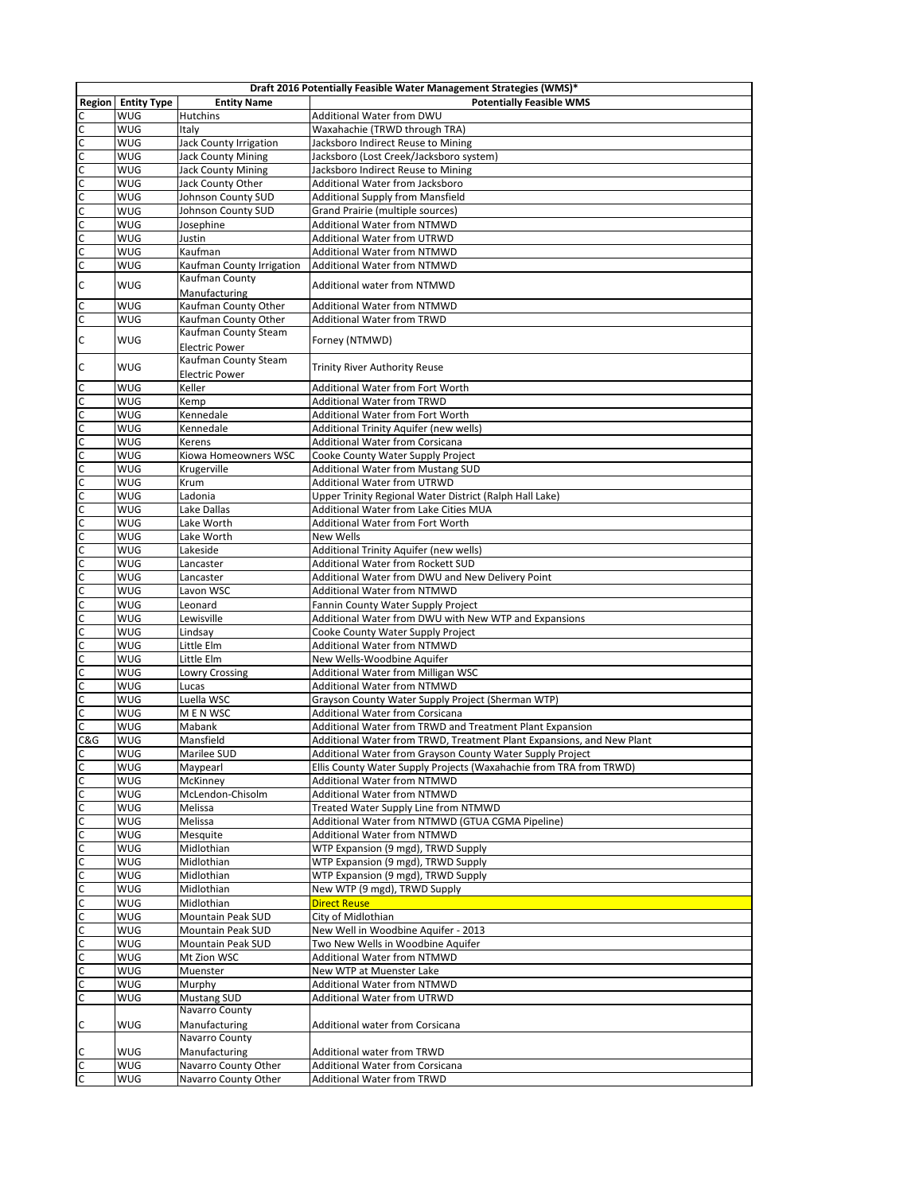| Draft 2016 Potentially Feasible Water Management Strategies (WMS)* | | | |
|---|---|---|---|
| **Region** | **Entity Type** | **Entity Name** | **Potentially Feasible WMS** |
| C | WUG | Hutchins | Additional Water from DWU |
| C | WUG | Italy | Waxahachie (TRWD through TRA) |
| C | WUG | Jack County Irrigation | Jacksboro Indirect Reuse to Mining |
| C | WUG | Jack County Mining | Jacksboro (Lost Creek/Jacksboro system) |
| C | WUG | Jack County Mining | Jacksboro Indirect Reuse to Mining |
| C | WUG | Jack County Other | Additional Water from Jacksboro |
| C | WUG | Johnson County SUD | Additional Supply from Mansfield |
| C | WUG | Johnson County SUD | Grand Prairie (multiple sources) |
| C | WUG | Josephine | Additional Water from NTMWD |
| C | WUG | Justin | Additional Water from UTRWD |
| C | WUG | Kaufman | Additional Water from NTMWD |
| C | WUG | Kaufman County Irrigation | Additional Water from NTMWD |
| C | WUG | Kaufman County Manufacturing | Additional water from NTMWD |
| C | WUG | Kaufman County Other | Additional Water from NTMWD |
| C | WUG | Kaufman County Other | Additional Water from TRWD |
| C | WUG | Kaufman County Steam Electric Power | Forney (NTMWD) |
| C | WUG | Kaufman County Steam Electric Power | Trinity River Authority Reuse |
| C | WUG | Keller | Additional Water from Fort Worth |
| C | WUG | Kemp | Additional Water from TRWD |
| C | WUG | Kennedale | Additional Water from Fort Worth |
| C | WUG | Kennedale | Additional Trinity Aquifer (new wells) |
| C | WUG | Kerens | Additional Water from Corsicana |
| C | WUG | Kiowa Homeowners WSC | Cooke County Water Supply Project |
| C | WUG | Krugerville | Additional Water from Mustang SUD |
| C | WUG | Krum | Additional Water from UTRWD |
| C | WUG | Ladonia | Upper Trinity Regional Water District (Ralph Hall Lake) |
| C | WUG | Lake Dallas | Additional Water from Lake Cities MUA |
| C | WUG | Lake Worth | Additional Water from Fort Worth |
| C | WUG | Lake Worth | New Wells |
| C | WUG | Lakeside | Additional Trinity Aquifer (new wells) |
| C | WUG | Lancaster | Additional Water from Rockett SUD |
| C | WUG | Lancaster | Additional Water from DWU and New Delivery Point |
| C | WUG | Lavon WSC | Additional Water from NTMWD |
| C | WUG | Leonard | Fannin County Water Supply Project |
| C | WUG | Lewisville | Additional Water from DWU with New WTP and Expansions |
| C | WUG | Lindsay | Cooke County Water Supply Project |
| C | WUG | Little Elm | Additional Water from NTMWD |
| C | WUG | Little Elm | New Wells-Woodbine Aquifer |
| C | WUG | Lowry Crossing | Additional Water from Milligan WSC |
| C | WUG | Lucas | Additional Water from NTMWD |
| C | WUG | Luella WSC | Grayson County Water Supply Project (Sherman WTP) |
| C | WUG | M E N WSC | Additional Water from Corsicana |
| C | WUG | Mabank | Additional Water from TRWD and Treatment Plant Expansion |
| C&G | WUG | Mansfield | Additional Water from TRWD, Treatment Plant Expansions, and New Plant |
| C | WUG | Marilee SUD | Additional Water from Grayson County Water Supply Project |
| C | WUG | Maypearl | Ellis County Water Supply Projects (Waxahachie from TRA from TRWD) |
| C | WUG | McKinney | Additional Water from NTMWD |
| C | WUG | McLendon-Chisolm | Additional Water from NTMWD |
| C | WUG | Melissa | Treated Water Supply Line from NTMWD |
| C | WUG | Melissa | Additional Water from NTMWD (GTUA CGMA Pipeline) |
| C | WUG | Mesquite | Additional Water from NTMWD |
| C | WUG | Midlothian | WTP Expansion (9 mgd), TRWD Supply |
| C | WUG | Midlothian | WTP Expansion (9 mgd), TRWD Supply |
| C | WUG | Midlothian | WTP Expansion (9 mgd), TRWD Supply |
| C | WUG | Midlothian | New WTP (9 mgd), TRWD Supply |
| C | WUG | Midlothian | Direct Reuse |
| C | WUG | Mountain Peak SUD | City of Midlothian |
| C | WUG | Mountain Peak SUD | New Well in Woodbine Aquifer - 2013 |
| C | WUG | Mountain Peak SUD | Two New Wells in Woodbine Aquifer |
| C | WUG | Mt Zion WSC | Additional Water from NTMWD |
| C | WUG | Muenster | New WTP at Muenster Lake |
| C | WUG | Murphy | Additional Water from NTMWD |
| C | WUG | Mustang SUD | Additional Water from UTRWD |
| C | WUG | Navarro County Manufacturing | Additional water from Corsicana |
| C | WUG | Navarro County Manufacturing | Additional water from TRWD |
| C | WUG | Navarro County Other | Additional Water from Corsicana |
| C | WUG | Navarro County Other | Additional Water from TRWD |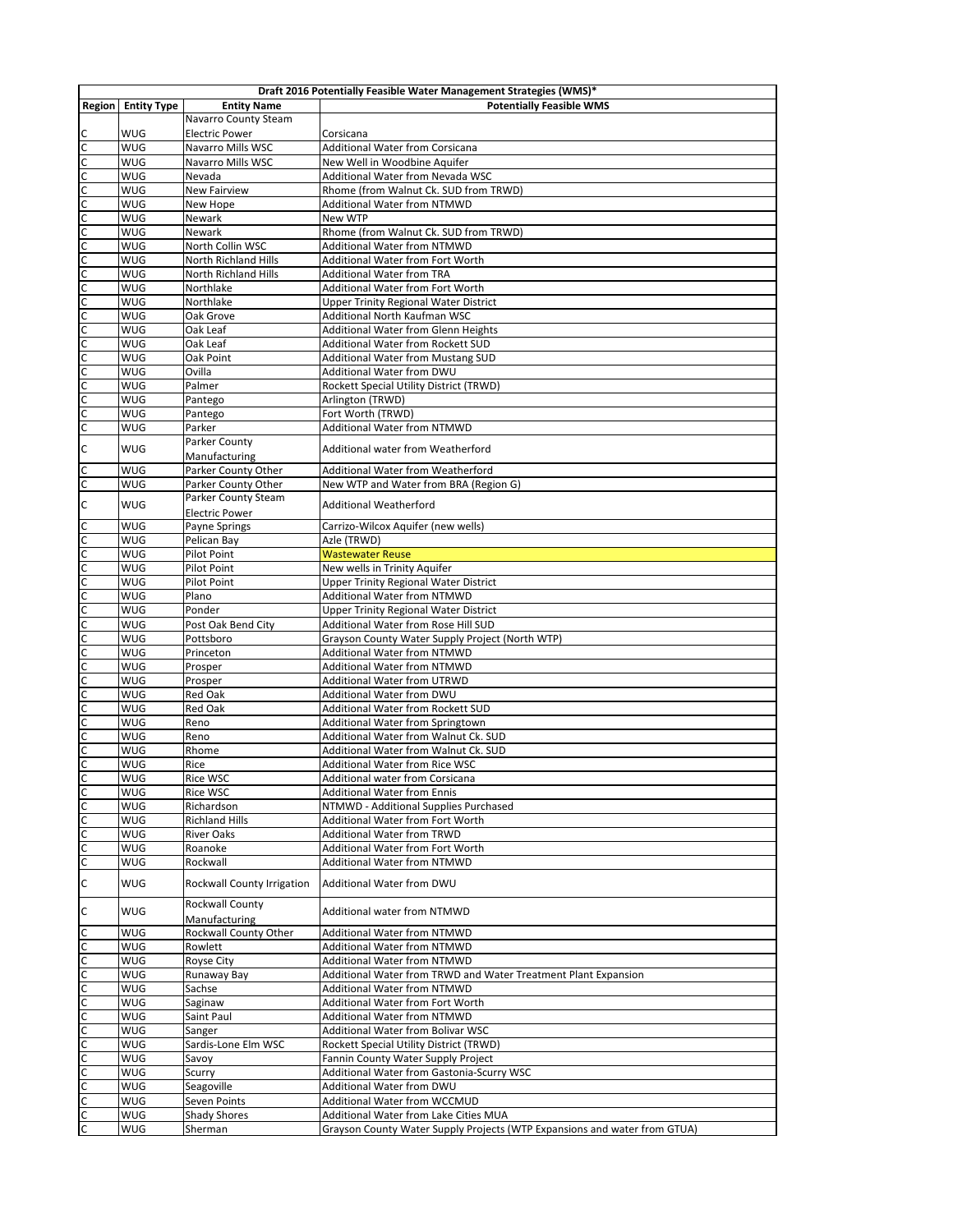| Draft 2016 Potentially Feasible Water Management Strategies (WMS)* | | | |
|---|---|---|---|
| Region | Entity Type | Entity Name | Potentially Feasible WMS |
| C | WUG | Navarro County Steam Electric Power | Corsicana |
| C | WUG | Navarro Mills WSC | Additional Water from Corsicana |
| C | WUG | Navarro Mills WSC | New Well in Woodbine Aquifer |
| C | WUG | Nevada | Additional Water from Nevada WSC |
| C | WUG | New Fairview | Rhome (from Walnut Ck. SUD from TRWD) |
| C | WUG | New Hope | Additional Water from NTMWD |
| C | WUG | Newark | New WTP |
| C | WUG | Newark | Rhome (from Walnut Ck. SUD from TRWD) |
| C | WUG | North Collin WSC | Additional Water from NTMWD |
| C | WUG | North Richland Hills | Additional Water from Fort Worth |
| C | WUG | North Richland Hills | Additional Water from TRA |
| C | WUG | Northlake | Additional Water from Fort Worth |
| C | WUG | Northlake | Upper Trinity Regional Water District |
| C | WUG | Oak Grove | Additional North Kaufman WSC |
| C | WUG | Oak Leaf | Additional Water from Glenn Heights |
| C | WUG | Oak Leaf | Additional Water from Rockett SUD |
| C | WUG | Oak Point | Additional Water from Mustang SUD |
| C | WUG | Ovilla | Additional Water from DWU |
| C | WUG | Palmer | Rockett Special Utility District (TRWD) |
| C | WUG | Pantego | Arlington (TRWD) |
| C | WUG | Pantego | Fort Worth (TRWD) |
| C | WUG | Parker | Additional Water from NTMWD |
| C | WUG | Parker County Manufacturing | Additional water from Weatherford |
| C | WUG | Parker County Other | Additional Water from Weatherford |
| C | WUG | Parker County Other | New WTP and Water from BRA (Region G) |
| C | WUG | Parker County Steam Electric Power | Additional Weatherford |
| C | WUG | Payne Springs | Carrizo-Wilcox Aquifer (new wells) |
| C | WUG | Pelican Bay | Azle (TRWD) |
| C | WUG | Pilot Point | Wastewater Reuse |
| C | WUG | Pilot Point | New wells in Trinity Aquifer |
| C | WUG | Pilot Point | Upper Trinity Regional Water District |
| C | WUG | Plano | Additional Water from NTMWD |
| C | WUG | Ponder | Upper Trinity Regional Water District |
| C | WUG | Post Oak Bend City | Additional Water from Rose Hill SUD |
| C | WUG | Pottsboro | Grayson County Water Supply Project (North WTP) |
| C | WUG | Princeton | Additional Water from NTMWD |
| C | WUG | Prosper | Additional Water from NTMWD |
| C | WUG | Prosper | Additional Water from UTRWD |
| C | WUG | Red Oak | Additional Water from DWU |
| C | WUG | Red Oak | Additional Water from Rockett SUD |
| C | WUG | Reno | Additional Water from Springtown |
| C | WUG | Reno | Additional Water from Walnut Ck. SUD |
| C | WUG | Rhome | Additional Water from Walnut Ck. SUD |
| C | WUG | Rice | Additional Water from Rice WSC |
| C | WUG | Rice WSC | Additional water from Corsicana |
| C | WUG | Rice WSC | Additional Water from Ennis |
| C | WUG | Richardson | NTMWD - Additional Supplies Purchased |
| C | WUG | Richland Hills | Additional Water from Fort Worth |
| C | WUG | River Oaks | Additional Water from TRWD |
| C | WUG | Roanoke | Additional Water from Fort Worth |
| C | WUG | Rockwall | Additional Water from NTMWD |
| C | WUG | Rockwall County Irrigation | Additional Water from DWU |
| C | WUG | Rockwall County Manufacturing | Additional water from NTMWD |
| C | WUG | Rockwall County Other | Additional Water from NTMWD |
| C | WUG | Rowlett | Additional Water from NTMWD |
| C | WUG | Royse City | Additional Water from NTMWD |
| C | WUG | Runaway Bay | Additional Water from TRWD and Water Treatment Plant Expansion |
| C | WUG | Sachse | Additional Water from NTMWD |
| C | WUG | Saginaw | Additional Water from Fort Worth |
| C | WUG | Saint Paul | Additional Water from NTMWD |
| C | WUG | Sanger | Additional Water from Bolivar WSC |
| C | WUG | Sardis-Lone Elm WSC | Rockett Special Utility District (TRWD) |
| C | WUG | Savoy | Fannin County Water Supply Project |
| C | WUG | Scurry | Additional Water from Gastonia-Scurry WSC |
| C | WUG | Seagoville | Additional Water from DWU |
| C | WUG | Seven Points | Additional Water from WCCMUD |
| C | WUG | Shady Shores | Additional Water from Lake Cities MUA |
| C | WUG | Sherman | Grayson County Water Supply Projects (WTP Expansions and water from GTUA) |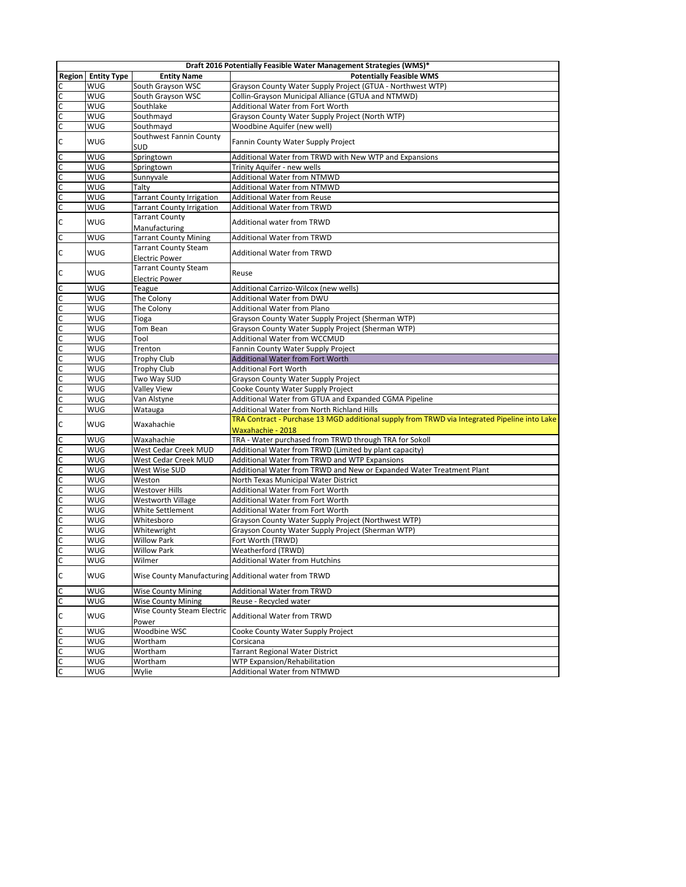| Draft 2016 Potentially Feasible Water Management Strategies (WMS)* | | | |
|---|---|---|---|
| **Region** | **Entity Type** | **Entity Name** | **Potentially Feasible WMS** |
| C | WUG | South Grayson WSC | Grayson County Water Supply Project (GTUA - Northwest WTP) |
| C | WUG | South Grayson WSC | Collin-Grayson Municipal Alliance (GTUA and NTMWD) |
| C | WUG | Southlake | Additional Water from Fort Worth |
| C | WUG | Southmayd | Grayson County Water Supply Project (North WTP) |
| C | WUG | Southmayd | Woodbine Aquifer (new well) |
| C | WUG | Southwest Fannin County SUD | Fannin County Water Supply Project |
| C | WUG | Springtown | Additional Water from TRWD with New WTP and Expansions |
| C | WUG | Springtown | Trinity Aquifer - new wells |
| C | WUG | Sunnyvale | Additional Water from NTMWD |
| C | WUG | Talty | Additional Water from NTMWD |
| C | WUG | Tarrant County Irrigation | Additional Water from Reuse |
| C | WUG | Tarrant County Irrigation | Additional Water from TRWD |
| C | WUG | Tarrant County Manufacturing | Additional water from TRWD |
| C | WUG | Tarrant County Mining | Additional Water from TRWD |
| C | WUG | Tarrant County Steam Electric Power | Additional Water from TRWD |
| C | WUG | Tarrant County Steam Electric Power | Reuse |
| C | WUG | Teague | Additional Carrizo-Wilcox (new wells) |
| C | WUG | The Colony | Additional Water from DWU |
| C | WUG | The Colony | Additional Water from Plano |
| C | WUG | Tioga | Grayson County Water Supply Project (Sherman WTP) |
| C | WUG | Tom Bean | Grayson County Water Supply Project (Sherman WTP) |
| C | WUG | Tool | Additional Water from WCCMUD |
| C | WUG | Trenton | Fannin County Water Supply Project |
| C | WUG | Trophy Club | Additional Water from Fort Worth |
| C | WUG | Trophy Club | Additional Fort Worth |
| C | WUG | Two Way SUD | Grayson County Water Supply Project |
| C | WUG | Valley View | Cooke County Water Supply Project |
| C | WUG | Van Alstyne | Additional Water from GTUA and Expanded CGMA Pipeline |
| C | WUG | Watauga | Additional Water from North Richland Hills |
| C | WUG | Waxahachie | TRA Contract - Purchase 13 MGD additional supply from TRWD via Integrated Pipeline into Lake Waxahachie - 2018 |
| C | WUG | Waxahachie | TRA - Water purchased from TRWD through TRA for Sokoll |
| C | WUG | West Cedar Creek MUD | Additional Water from TRWD (Limited by plant capacity) |
| C | WUG | West Cedar Creek MUD | Additional Water from TRWD and WTP Expansions |
| C | WUG | West Wise SUD | Additional Water from TRWD and New or Expanded Water Treatment Plant |
| C | WUG | Weston | North Texas Municipal Water District |
| C | WUG | Westover Hills | Additional Water from Fort Worth |
| C | WUG | Westworth Village | Additional Water from Fort Worth |
| C | WUG | White Settlement | Additional Water from Fort Worth |
| C | WUG | Whitesboro | Grayson County Water Supply Project (Northwest WTP) |
| C | WUG | Whitewright | Grayson County Water Supply Project (Sherman WTP) |
| C | WUG | Willow Park | Fort Worth (TRWD) |
| C | WUG | Willow Park | Weatherford (TRWD) |
| C | WUG | Wilmer | Additional Water from Hutchins |
| C | WUG | Wise County Manufacturing | Additional water from TRWD |
| C | WUG | Wise County Mining | Additional Water from TRWD |
| C | WUG | Wise County Mining | Reuse - Recycled water |
| C | WUG | Wise County Steam Electric Power | Additional Water from TRWD |
| C | WUG | Woodbine WSC | Cooke County Water Supply Project |
| C | WUG | Wortham | Corsicana |
| C | WUG | Wortham | Tarrant Regional Water District |
| C | WUG | Wortham | WTP Expansion/Rehabilitation |
| C | WUG | Wylie | Additional Water from NTMWD |